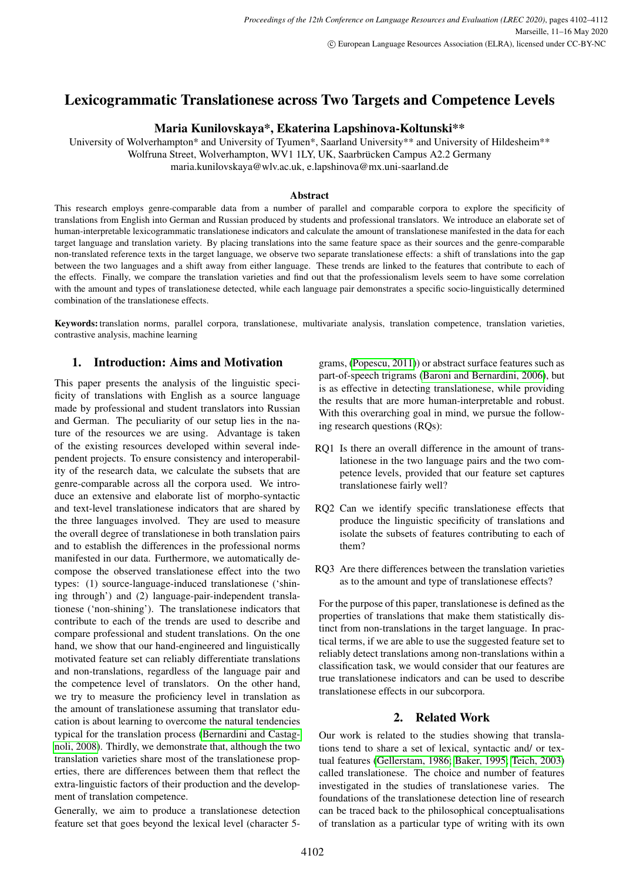# Lexicogrammatic Translationese across Two Targets and Competence Levels

**Maria Kunilovskaya\*, Ekaterina Lapshinova-Koltunski\*\***

University of Wolverhampton\* and University of Tyumen\*, Saarland University\*\* and University of Hildesheim\*\*
Wolfruna Street, Wolverhampton, WV1 1LY, UK, Saarbrücken Campus A2.2 Germany
maria.kunilovskaya@wlv.ac.uk, e.lapshinova@mx.uni-saarland.de

### Abstract

This research employs genre-comparable data from a number of parallel and comparable corpora to explore the specificity of translations from English into German and Russian produced by students and professional translators. We introduce an elaborate set of human-interpretable lexicogrammatic translationese indicators and calculate the amount of translationese manifested in the data for each target language and translation variety. By placing translations into the same feature space as their sources and the genre-comparable non-translated reference texts in the target language, we observe two separate translationese effects: a shift of translations into the gap between the two languages and a shift away from either language. These trends are linked to the features that contribute to each of the effects. Finally, we compare the translation varieties and find out that the professionalism levels seem to have some correlation with the amount and types of translationese detected, while each language pair demonstrates a specific socio-linguistically determined combination of the translationese effects.

**Keywords:** translation norms, parallel corpora, translationese, multivariate analysis, translation competence, translation varieties, contrastive analysis, machine learning

## 1. Introduction: Aims and Motivation

This paper presents the analysis of the linguistic specificity of translations with English as a source language made by professional and student translators into Russian and German. The peculiarity of our setup lies in the nature of the resources we are using. Advantage is taken of the existing resources developed within several independent projects. To ensure consistency and interoperability of the research data, we calculate the subsets that are genre-comparable across all the corpora used. We introduce an extensive and elaborate list of morpho-syntactic and text-level translationese indicators that are shared by the three languages involved. They are used to measure the overall degree of translationese in both translation pairs and to establish the differences in the professional norms manifested in our data. Furthermore, we automatically decompose the observed translationese effect into the two types: (1) source-language-induced translationese ('shining through') and (2) language-pair-independent translationese ('non-shining'). The translationese indicators that contribute to each of the trends are used to describe and compare professional and student translations. On the one hand, we show that our hand-engineered and linguistically motivated feature set can reliably differentiate translations and non-translations, regardless of the language pair and the competence level of translators. On the other hand, we try to measure the proficiency level in translation as the amount of translationese assuming that translator education is about learning to overcome the natural tendencies typical for the translation process (Bernardini and Castagnoli, 2008). Thirdly, we demonstrate that, although the two translation varieties share most of the translationese properties, there are differences between them that reflect the extra-linguistic factors of their production and the development of translation competence.

Generally, we aim to produce a translationese detection feature set that goes beyond the lexical level (character 5-grams, (Popescu, 2011)) or abstract surface features such as part-of-speech trigrams (Baroni and Bernardini, 2006), but is as effective in detecting translationese, while providing the results that are more human-interpretable and robust. With this overarching goal in mind, we pursue the following research questions (RQs):

RQ1 Is there an overall difference in the amount of translationese in the two language pairs and the two competence levels, provided that our feature set captures translationese fairly well?

RQ2 Can we identify specific translationese effects that produce the linguistic specificity of translations and isolate the subsets of features contributing to each of them?

RQ3 Are there differences between the translation varieties as to the amount and type of translationese effects?

For the purpose of this paper, translationese is defined as the properties of translations that make them statistically distinct from non-translations in the target language. In practical terms, if we are able to use the suggested feature set to reliably detect translations among non-translations within a classification task, we would consider that our features are true translationese indicators and can be used to describe translationese effects in our subcorpora.

## 2. Related Work

Our work is related to the studies showing that translations tend to share a set of lexical, syntactic and/ or textual features (Gellerstam, 1986; Baker, 1995; Teich, 2003) called translationese. The choice and number of features investigated in the studies of translationese varies. The foundations of the translationese detection line of research can be traced back to the philosophical conceptualisations of translation as a particular type of writing with its own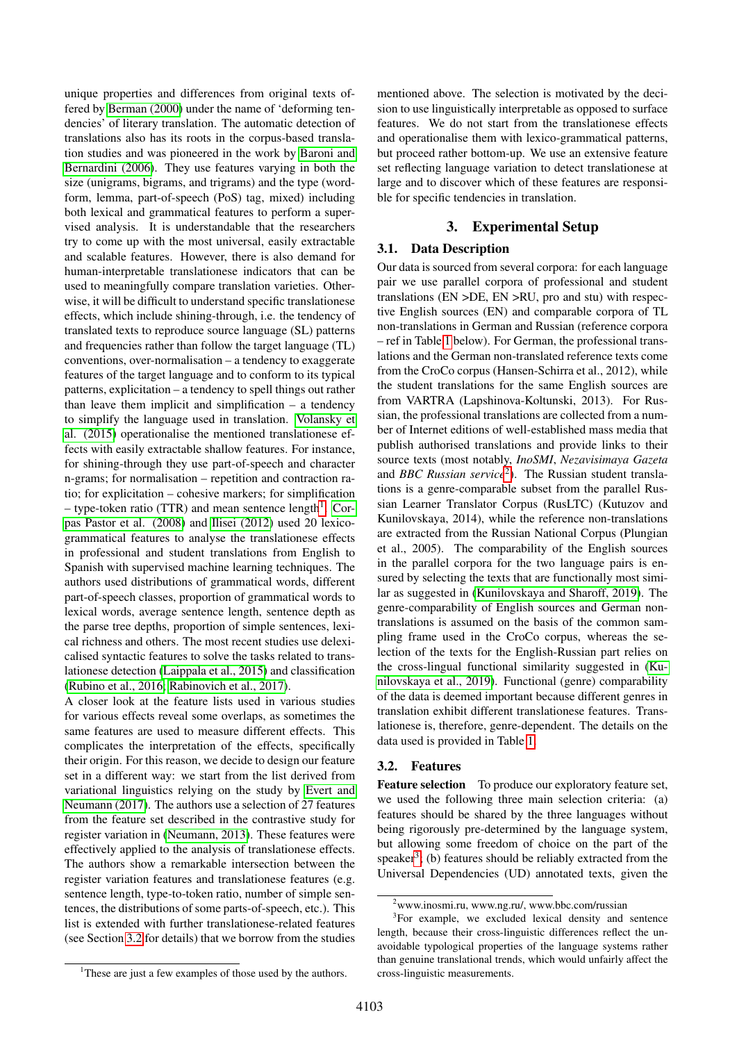unique properties and differences from original texts offered by Berman (2000) under the name of 'deforming tendencies' of literary translation. The automatic detection of translations also has its roots in the corpus-based translation studies and was pioneered in the work by Baroni and Bernardini (2006). They use features varying in both the size (unigrams, bigrams, and trigrams) and the type (wordform, lemma, part-of-speech (PoS) tag, mixed) including both lexical and grammatical features to perform a supervised analysis. It is understandable that the researchers try to come up with the most universal, easily extractable and scalable features. However, there is also demand for human-interpretable translationese indicators that can be used to meaningfully compare translation varieties. Otherwise, it will be difficult to understand specific translationese effects, which include shining-through, i.e. the tendency of translated texts to reproduce source language (SL) patterns and frequencies rather than follow the target language (TL) conventions, over-normalisation – a tendency to exaggerate features of the target language and to conform to its typical patterns, explicitation – a tendency to spell things out rather than leave them implicit and simplification – a tendency to simplify the language used in translation. Volansky et al. (2015) operationalise the mentioned translationese effects with easily extractable shallow features. For instance, for shining-through they use part-of-speech and character n-grams; for normalisation – repetition and contraction ratio; for explicitation – cohesive markers; for simplification – type-token ratio (TTR) and mean sentence length[1]. Corpas Pastor et al. (2008) and Ilisei (2012) used 20 lexico-grammatical features to analyse the translationese effects in professional and student translations from English to Spanish with supervised machine learning techniques. The authors used distributions of grammatical words, different part-of-speech classes, proportion of grammatical words to lexical words, average sentence length, sentence depth as the parse tree depths, proportion of simple sentences, lexical richness and others. The most recent studies use delexicalised syntactic features to solve the tasks related to translationese detection (Laippala et al., 2015) and classification (Rubino et al., 2016; Rabinovich et al., 2017).

A closer look at the feature lists used in various studies for various effects reveal some overlaps, as sometimes the same features are used to measure different effects. This complicates the interpretation of the effects, specifically their origin. For this reason, we decide to design our feature set in a different way: we start from the list derived from variational linguistics relying on the study by Evert and Neumann (2017). The authors use a selection of 27 features from the feature set described in the contrastive study for register variation in (Neumann, 2013). These features were effectively applied to the analysis of translationese effects. The authors show a remarkable intersection between the register variation features and translationese features (e.g. sentence length, type-to-token ratio, number of simple sentences, the distributions of some parts-of-speech, etc.). This list is extended with further translationese-related features (see Section 3.2 for details) that we borrow from the studies mentioned above. The selection is motivated by the decision to use linguistically interpretable as opposed to surface features. We do not start from the translationese effects and operationalise them with lexico-grammatical patterns, but proceed rather bottom-up. We use an extensive feature set reflecting language variation to detect translationese at large and to discover which of these features are responsible for specific tendencies in translation.

[1] These are just a few examples of those used by the authors.

## 3. Experimental Setup

### 3.1. Data Description

Our data is sourced from several corpora: for each language pair we use parallel corpora of professional and student translations (EN >DE, EN >RU, pro and stu) with respective English sources (EN) and comparable corpora of TL non-translations in German and Russian (reference corpora – ref in Table 1 below). For German, the professional translations and the German non-translated reference texts come from the CroCo corpus (Hansen-Schirra et al., 2012), while the student translations for the same English sources are from VARTRA (Lapshinova-Koltunski, 2013). For Russian, the professional translations are collected from a number of Internet editions of well-established mass media that publish authorised translations and provide links to their source texts (most notably, *InoSMI*, *Nezavisimaya Gazeta* and *BBC Russian service*[2]). The Russian student translations is a genre-comparable subset from the parallel Russian Learner Translator Corpus (RusLTC) (Kutuzov and Kunilovskaya, 2014), while the reference non-translations are extracted from the Russian National Corpus (Plungian et al., 2005). The comparability of the English sources in the parallel corpora for the two language pairs is ensured by selecting the texts that are functionally most similar as suggested in (Kunilovskaya and Sharoff, 2019). The genre-comparability of English sources and German non-translations is assumed on the basis of the common sampling frame used in the CroCo corpus, whereas the selection of the texts for the English-Russian part relies on the cross-lingual functional similarity suggested in (Kunilovskaya et al., 2019). Functional (genre) comparability of the data is deemed important because different genres in translation exhibit different translationese features. Translationese is, therefore, genre-dependent. The details on the data used is provided in Table 1.

### 3.2. Features

**Feature selection** To produce our exploratory feature set, we used the following three main selection criteria: (a) features should be shared by the three languages without being rigorously pre-determined by the language system, but allowing some freedom of choice on the part of the speaker[3]; (b) features should be reliably extracted from the Universal Dependencies (UD) annotated texts, given the

[2] www.inosmi.ru, www.ng.ru/, www.bbc.com/russian

[3] For example, we excluded lexical density and sentence length, because their cross-linguistic differences reflect the unavoidable typological properties of the language systems rather than genuine translational trends, which would unfairly affect the cross-linguistic measurements.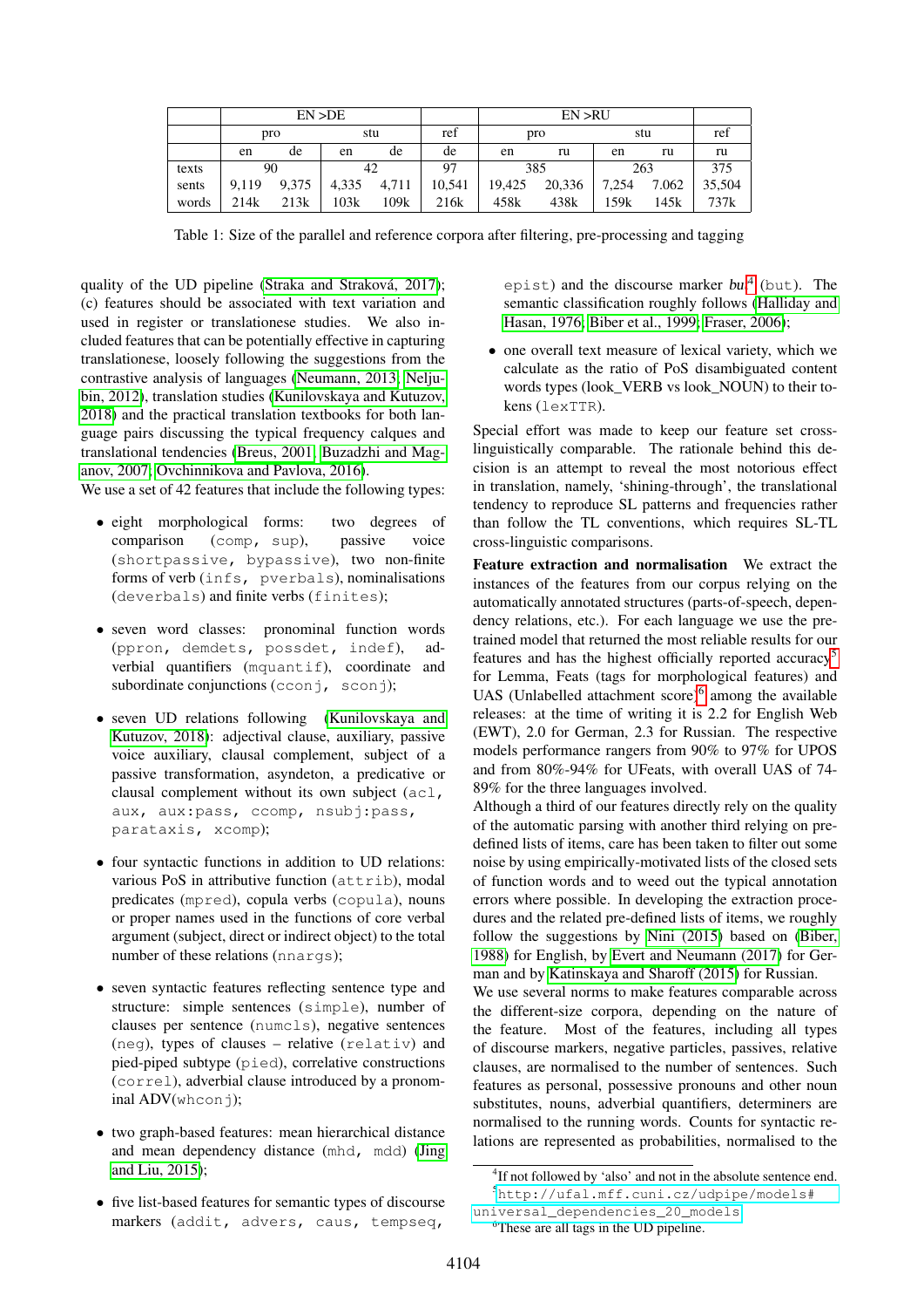| | EN >DE | | | | | EN >RU | | | | |
|---|---|---|---|---|---|---|---|---|---|---|
| | pro | | stu | | ref | pro | | stu | | ref |
| | en | de | en | de | de | en | ru | en | ru | ru |
| texts | 90 | | 42 | | 97 | 385 | | 263 | | 375 |
| sents | 9,119 | 9,375 | 4,335 | 4,711 | 10,541 | 19,425 | 20,336 | 7,254 | 7.062 | 35,504 |
| words | 214k | 213k | 103k | 109k | 216k | 458k | 438k | 159k | 145k | 737k |

Table 1: Size of the parallel and reference corpora after filtering, pre-processing and tagging

quality of the UD pipeline (Straka and Straková, 2017); (c) features should be associated with text variation and used in register or translationese studies. We also included features that can be potentially effective in capturing translationese, loosely following the suggestions from the contrastive analysis of languages (Neumann, 2013; Neljubin, 2012), translation studies (Kunilovskaya and Kutuzov, 2018) and the practical translation textbooks for both language pairs discussing the typical frequency calques and translational tendencies (Breus, 2001; Buzadzhi and Maganov, 2007; Ovchinnikova and Pavlova, 2016).

We use a set of 42 features that include the following types:

- eight morphological forms: two degrees of comparison (`comp, sup`), passive voice (`shortpassive, bypassive`), two non-finite forms of verb (`infs, pverbals`), nominalisations (`deverbals`) and finite verbs (`finites`);
- seven word classes: pronominal function words (`ppron, demdets, possdet, indef`), adverbial quantifiers (`mquantif`), coordinate and subordinate conjunctions (`cconj, sconj`);
- seven UD relations following (Kunilovskaya and Kutuzov, 2018): adjectival clause, auxiliary, passive voice auxiliary, clausal complement, subject of a passive transformation, asyndeton, a predicative or clausal complement without its own subject (`acl, aux, aux:pass, ccomp, nsubj:pass, parataxis, xcomp`);
- four syntactic functions in addition to UD relations: various PoS in attributive function (`attrib`), modal predicates (`mpred`), copula verbs (`copula`), nouns or proper names used in the functions of core verbal argument (subject, direct or indirect object) to the total number of these relations (`nnargs`);
- seven syntactic features reflecting sentence type and structure: simple sentences (`simple`), number of clauses per sentence (`numcls`), negative sentences (`neg`), types of clauses – relative (`relativ`) and pied-piped subtype (`pied`), correlative constructions (`correl`), adverbial clause introduced by a pronominal ADV(`whconj`);
- two graph-based features: mean hierarchical distance and mean dependency distance (`mhd, mdd`) (Jing and Liu, 2015);
- five list-based features for semantic types of discourse markers (`addit, advers, caus, tempseq, epist`) and the discourse marker *but*[4] (`but`). The semantic classification roughly follows (Halliday and Hasan, 1976; Biber et al., 1999; Fraser, 2006);
- one overall text measure of lexical variety, which we calculate as the ratio of PoS disambiguated content words types (look_VERB vs look_NOUN) to their tokens (`lexTTR`).

Special effort was made to keep our feature set cross-linguistically comparable. The rationale behind this decision is an attempt to reveal the most notorious effect in translation, namely, 'shining-through', the translational tendency to reproduce SL patterns and frequencies rather than follow the TL conventions, which requires SL-TL cross-linguistic comparisons.

**Feature extraction and normalisation** We extract the instances of the features from our corpus relying on the automatically annotated structures (parts-of-speech, dependency relations, etc.). For each language we use the pre-trained model that returned the most reliable results for our features and has the highest officially reported accuracy[5] for Lemma, Feats (tags for morphological features) and UAS (Unlabelled attachment score)[6] among the available releases: at the time of writing it is 2.2 for English Web (EWT), 2.0 for German, 2.3 for Russian. The respective models performance rangers from 90% to 97% for UPOS and from 80%-94% for UFeats, with overall UAS of 74-89% for the three languages involved.

Although a third of our features directly rely on the quality of the automatic parsing with another third relying on pre-defined lists of items, care has been taken to filter out some noise by using empirically-motivated lists of the closed sets of function words and to weed out the typical annotation errors where possible. In developing the extraction procedures and the related pre-defined lists of items, we roughly follow the suggestions by Nini (2015) based on (Biber, 1988) for English, by Evert and Neumann (2017) for German and by Katinskaya and Sharoff (2015) for Russian.

We use several norms to make features comparable across the different-size corpora, depending on the nature of the feature. Most of the features, including all types of discourse markers, negative particles, passives, relative clauses, are normalised to the number of sentences. Such features as personal, possessive pronouns and other noun substitutes, nouns, adverbial quantifiers, determiners are normalised to the running words. Counts for syntactic relations are represented as probabilities, normalised to the

[4]If not followed by 'also' and not in the absolute sentence end.

[5]http://ufal.mff.cuni.cz/udpipe/models#universal_dependencies_20_models

[6]These are all tags in the UD pipeline.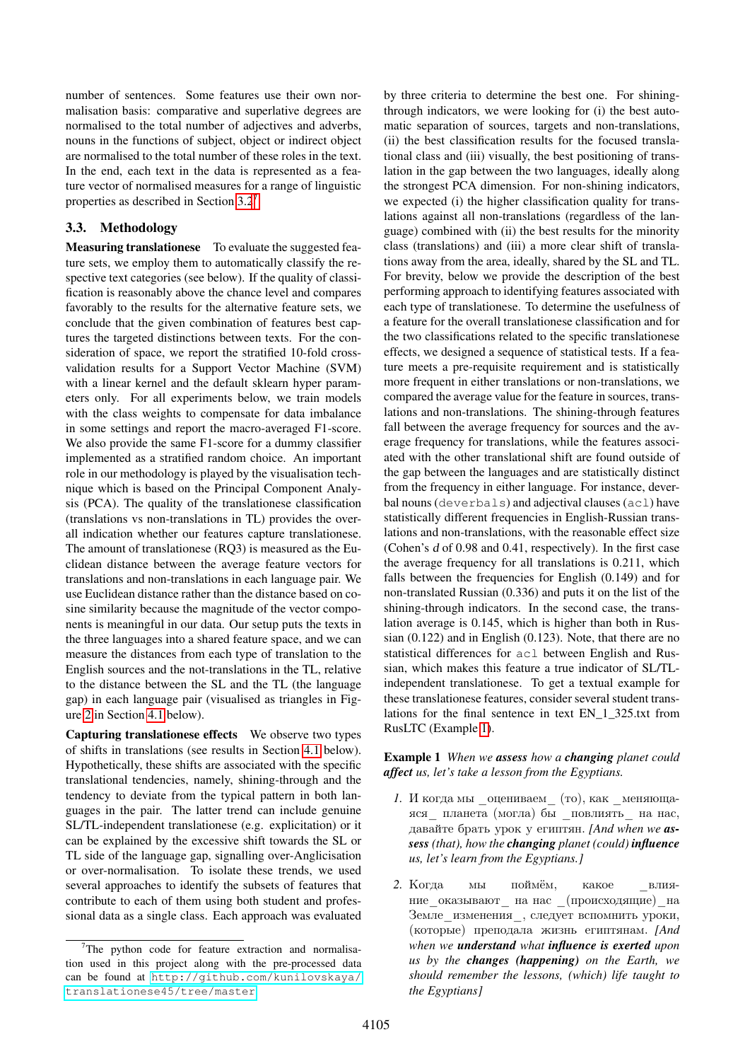number of sentences. Some features use their own normalisation basis: comparative and superlative degrees are normalised to the total number of adjectives and adverbs, nouns in the functions of subject, object or indirect object are normalised to the total number of these roles in the text. In the end, each text in the data is represented as a feature vector of normalised measures for a range of linguistic properties as described in Section 3.2[7].

### 3.3. Methodology

**Measuring translationese** To evaluate the suggested feature sets, we employ them to automatically classify the respective text categories (see below). If the quality of classification is reasonably above the chance level and compares favorably to the results for the alternative feature sets, we conclude that the given combination of features best captures the targeted distinctions between texts. For the consideration of space, we report the stratified 10-fold cross-validation results for a Support Vector Machine (SVM) with a linear kernel and the default sklearn hyper parameters only. For all experiments below, we train models with the class weights to compensate for data imbalance in some settings and report the macro-averaged F1-score. We also provide the same F1-score for a dummy classifier implemented as a stratified random choice. An important role in our methodology is played by the visualisation technique which is based on the Principal Component Analysis (PCA). The quality of the translationese classification (translations vs non-translations in TL) provides the overall indication whether our features capture translationese. The amount of translationese (RQ3) is measured as the Euclidean distance between the average feature vectors for translations and non-translations in each language pair. We use Euclidean distance rather than the distance based on cosine similarity because the magnitude of the vector components is meaningful in our data. Our setup puts the texts in the three languages into a shared feature space, and we can measure the distances from each type of translation to the English sources and the not-translations in the TL, relative to the distance between the SL and the TL (the language gap) in each language pair (visualised as triangles in Figure 2 in Section 4.1 below).

**Capturing translationese effects** We observe two types of shifts in translations (see results in Section 4.1 below). Hypothetically, these shifts are associated with the specific translational tendencies, namely, shining-through and the tendency to deviate from the typical pattern in both languages in the pair. The latter trend can include genuine SL/TL-independent translationese (e.g. explicitation) or it can be explained by the excessive shift towards the SL or TL side of the language gap, signalling over-Anglicisation or over-normalisation. To isolate these trends, we used several approaches to identify the subsets of features that contribute to each of them using both student and professional data as a single class. Each approach was evaluated by three criteria to determine the best one. For shining-through indicators, we were looking for (i) the best automatic separation of sources, targets and non-translations, (ii) the best classification results for the focused translational class and (iii) visually, the best positioning of translation in the gap between the two languages, ideally along the strongest PCA dimension. For non-shining indicators, we expected (i) the higher classification quality for translations against all non-translations (regardless of the language) combined with (ii) the best results for the minority class (translations) and (iii) a more clear shift of translations away from the area, ideally, shared by the SL and TL. For brevity, below we provide the description of the best performing approach to identifying features associated with each type of translationese. To determine the usefulness of a feature for the overall translationese classification and for the two classifications related to the specific translationese effects, we designed a sequence of statistical tests. If a feature meets a pre-requisite requirement and is statistically more frequent in either translations or non-translations, we compared the average value for the feature in sources, translations and non-translations. The shining-through features fall between the average frequency for sources and the average frequency for translations, while the features associated with the other translational shift are found outside of the gap between the languages and are statistically distinct from the frequency in either language. For instance, deverbal nouns (`deverbals`) and adjectival clauses (`acl`) have statistically different frequencies in English-Russian translations and non-translations, with the reasonable effect size (Cohen's $d$ of 0.98 and 0.41, respectively). In the first case the average frequency for all translations is 0.211, which falls between the frequencies for English (0.149) and for non-translated Russian (0.336) and puts it on the list of the shining-through indicators. In the second case, the translation average is 0.145, which is higher than both in Russian (0.122) and in English (0.123). Note, that there are no statistical differences for `acl` between English and Russian, which makes this feature a true indicator of SL/TL-independent translationese. To get a textual example for these translationese features, consider several student translations for the final sentence in text EN_1_325.txt from RusLTC (Example 1).

**Example 1** *When we **assess** how a **changing** planet could **affect** us, let's take a lesson from the Egyptians.*

1. И когда мы _оцениваем_ (то), как _меняющаяся_ планета (могла) бы _повлиять_ на нас, давайте брать урок у египтян. *[And when we **assess** (that), how the **changing** planet (could) **influence** us, let's learn from the Egyptians.]*

2. Когда мы поймём, какое _влияние_оказывают_ на нас _(происходящие)_на Земле_изменения_, следует вспомнить уроки, (которые) преподала жизнь египтянам. *[And when we **understand** what **influence is exerted** upon us by the **changes (happening)** on the Earth, we should remember the lessons, (which) life taught to the Egyptians]*

---

[7] The python code for feature extraction and normalisation used in this project along with the pre-processed data can be found at http://github.com/kunilovskaya/translationese45/tree/master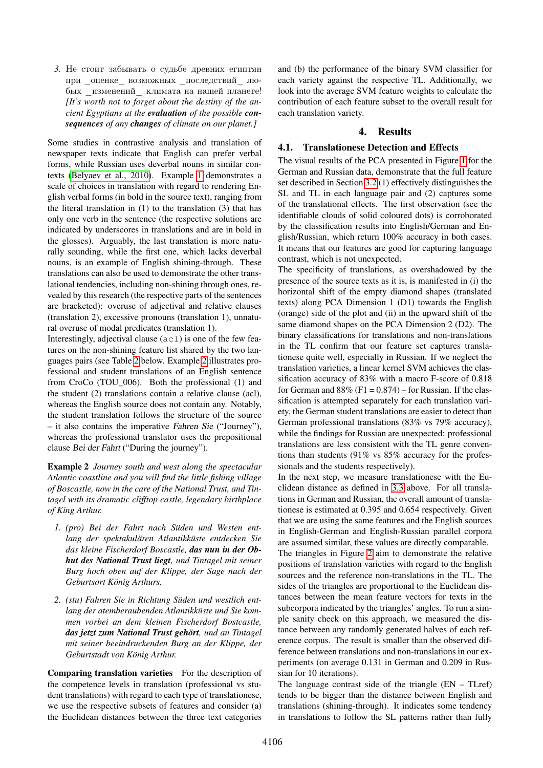3. Не стоит забывать о судьбе древних египтян при _оценке_ возможных _последствий_ любых _изменений_ климата на нашей планете! *[It's worth not to forget about the destiny of the ancient Egyptians at the **evaluation** of the possible **consequences** of any **changes** of climate on our planet.]*

Some studies in contrastive analysis and translation of newspaper texts indicate that English can prefer verbal forms, while Russian uses deverbal nouns in similar contexts (Belyaev et al., 2010). Example 1 demonstrates a scale of choices in translation with regard to rendering English verbal forms (in bold in the source text), ranging from the literal translation in (1) to the translation (3) that has only one verb in the sentence (the respective solutions are indicated by underscores in translations and are in bold in the glosses). Arguably, the last translation is more naturally sounding, while the first one, which lacks deverbal nouns, is an example of English shining-through. These translations can also be used to demonstrate the other translational tendencies, including non-shining through ones, revealed by this research (the respective parts of the sentences are bracketed): overuse of adjectival and relative clauses (translation 2), excessive pronouns (translation 1), unnatural overuse of modal predicates (translation 1).

Interestingly, adjectival clause (`acl`) is one of the few features on the non-shining feature list shared by the two languages pairs (see Table 2 below. Example 2 illustrates professional and student translations of an English sentence from CroCo (TOU_006). Both the professional (1) and the student (2) translations contain a relative clause (acl), whereas the English source does not contain any. Notably, the student translation follows the structure of the source – it also contains the imperative *Fahren Sie* ("Journey"), whereas the professional translator uses the prepositional clause *Bei der Fahrt* ("During the journey").

**Example 2** *Journey south and west along the spectacular Atlantic coastline and you will find the little fishing village of Boscastle, now in the care of the National Trust, and Tintagel with its dramatic clifftop castle, legendary birthplace of King Arthur.*

1. *(pro) Bei der Fahrt nach Süden und Westen entlang der spektakulären Atlantikküste entdecken Sie das kleine Fischerdorf Boscastle, **das nun in der Obhut des National Trust liegt**, und Tintagel mit seiner Burg hoch oben auf der Klippe, der Sage nach der Geburtsort König Arthurs.*

2. *(stu) Fahren Sie in Richtung Süden und westlich entlang der atemberaubenden Atlantikküste und Sie kommen vorbei an dem kleinen Fischerdorf Bostcastle, **das jetzt zum National Trust gehört**, und an Tintagel mit seiner beeindruckenden Burg an der Klippe, der Geburtstadt von König Arthur.*

**Comparing translation varieties** For the description of the competence levels in translation (professional vs student translations) with regard to each type of translationese, we use the respective subsets of features and consider (a) the Euclidean distances between the three text categories and (b) the performance of the binary SVM classifier for each variety against the respective TL. Additionally, we look into the average SVM feature weights to calculate the contribution of each feature subset to the overall result for each translation variety.

## 4. Results

### 4.1. Translationese Detection and Effects

The visual results of the PCA presented in Figure 1 for the German and Russian data, demonstrate that the full feature set described in Section 3.2 (1) effectively distinguishes the SL and TL in each language pair and (2) captures some of the translational effects. The first observation (see the identifiable clouds of solid coloured dots) is corroborated by the classification results into English/German and English/Russian, which return 100% accuracy in both cases. It means that our features are good for capturing language contrast, which is not unexpected.

The specificity of translations, as overshadowed by the presence of the source texts as it is, is manifested in (i) the horizontal shift of the empty diamond shapes (translated texts) along PCA Dimension 1 (D1) towards the English (orange) side of the plot and (ii) in the upward shift of the same diamond shapes on the PCA Dimension 2 (D2). The binary classifications for translations and non-translations in the TL confirm that our feature set captures translationese quite well, especially in Russian. If we neglect the translation varieties, a linear kernel SVM achieves the classification accuracy of 83% with a macro F-score of 0.818 for German and 88% (F1 = 0.874) – for Russian. If the classification is attempted separately for each translation variety, the German student translations are easier to detect than German professional translations (83% vs 79% accuracy), while the findings for Russian are unexpected: professional translations are less consistent with the TL genre conventions than students (91% vs 85% accuracy for the professionals and the students respectively).

In the next step, we measure translationese with the Euclidean distance as defined in 3.3 above. For all translations in German and Russian, the overall amount of translationese is estimated at 0.395 and 0.654 respectively. Given that we are using the same features and the English sources in English-German and English-Russian parallel corpora are assumed similar, these values are directly comparable.

The triangles in Figure 2 aim to demonstrate the relative positions of translation varieties with regard to the English sources and the reference non-translations in the TL. The sides of the triangles are proportional to the Euclidean distances between the mean feature vectors for texts in the subcorpora indicated by the triangles' angles. To run a simple sanity check on this approach, we measured the distance between any randomly generated halves of each reference corpus. The result is smaller than the observed difference between translations and non-translations in our experiments (on average 0.131 in German and 0.209 in Russian for 10 iterations).

The language contrast side of the triangle (EN – TLref) tends to be bigger than the distance between English and translations (shining-through). It indicates some tendency in translations to follow the SL patterns rather than fully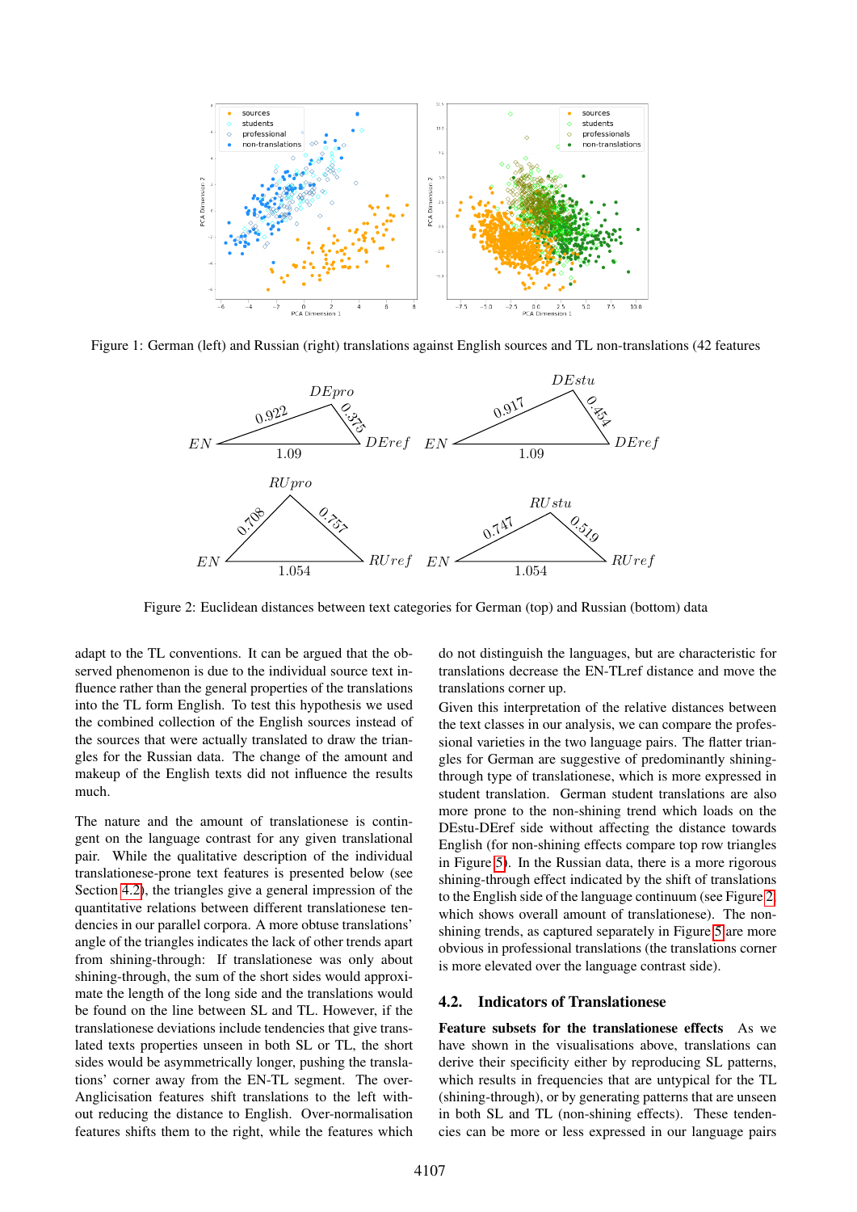Figure 1: German (left) and Russian (right) translations against English sources and TL non-translations (42 features

Figure 2: Euclidean distances between text categories for German (top) and Russian (bottom) data

adapt to the TL conventions. It can be argued that the observed phenomenon is due to the individual source text influence rather than the general properties of the translations into the TL form English. To test this hypothesis we used the combined collection of the English sources instead of the sources that were actually translated to draw the triangles for the Russian data. The change of the amount and makeup of the English texts did not influence the results much.

The nature and the amount of translationese is contingent on the language contrast for any given translational pair. While the qualitative description of the individual translationese-prone text features is presented below (see Section 4.2), the triangles give a general impression of the quantitative relations between different translationese tendencies in our parallel corpora. A more obtuse translations' angle of the triangles indicates the lack of other trends apart from shining-through: If translationese was only about shining-through, the sum of the short sides would approximate the length of the long side and the translations would be found on the line between SL and TL. However, if the translationese deviations include tendencies that give translated texts properties unseen in both SL or TL, the short sides would be asymmetrically longer, pushing the translations' corner away from the EN-TL segment. The over-Anglicisation features shift translations to the left without reducing the distance to English. Over-normalisation features shifts them to the right, while the features which do not distinguish the languages, but are characteristic for translations decrease the EN-TLref distance and move the translations corner up.

Given this interpretation of the relative distances between the text classes in our analysis, we can compare the professional varieties in the two language pairs. The flatter triangles for German are suggestive of predominantly shining-through type of translationese, which is more expressed in student translation. German student translations are also more prone to the non-shining trend which loads on the DEstu-DEref side without affecting the distance towards English (for non-shining effects compare top row triangles in Figure 5). In the Russian data, there is a more rigorous shining-through effect indicated by the shift of translations to the English side of the language continuum (see Figure 2, which shows overall amount of translationese). The non-shining trends, as captured separately in Figure 5 are more obvious in professional translations (the translations corner is more elevated over the language contrast side).

## 4.2. Indicators of Translationese

**Feature subsets for the translationese effects** As we have shown in the visualisations above, translations can derive their specificity either by reproducing SL patterns, which results in frequencies that are untypical for the TL (shining-through), or by generating patterns that are unseen in both SL and TL (non-shining effects). These tendencies can be more or less expressed in our language pairs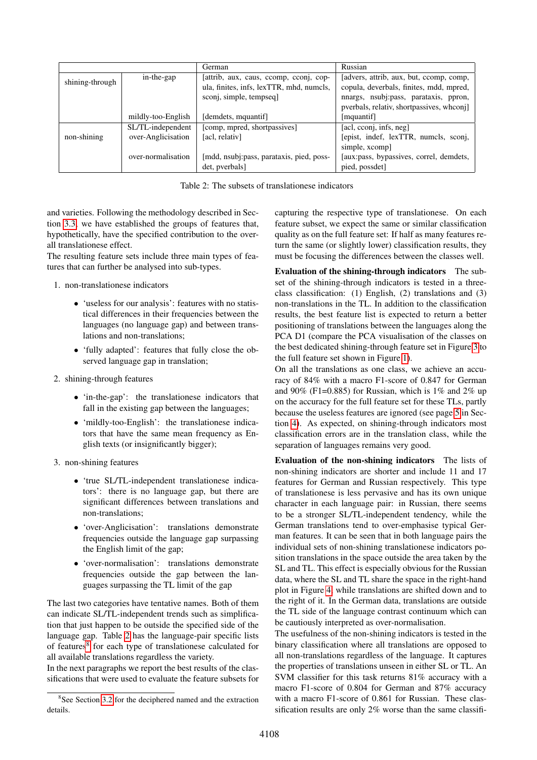| | | German | Russian |
|---|---|---|---|
| shining-through | in-the-gap | [attrib, aux, caus, ccomp, cconj, copula, finites, infs, lexTTR, mhd, numcls, sconj, simple, tempseq] | [advers, attrib, aux, but, ccomp, comp, copula, deverbals, finites, mdd, mpred, nnargs, nsubj:pass, parataxis, ppron, pverbals, relativ, shortpassives, whconj] |
| | mildly-too-English | [demdets, mquantif] | [mquantif] |
| non-shining | SL/TL-independent | [comp, mpred, shortpassives] | [acl, cconj, infs, neg] |
| | over-Anglicisation | [acl, relativ] | [epist, indef, lexTTR, numcls, sconj, simple, xcomp] |
| | over-normalisation | [mdd, nsubj:pass, parataxis, pied, possdet, pverbals] | [aux:pass, bypassives, correl, demdets, pied, possdet] |

Table 2: The subsets of translationese indicators

and varieties. Following the methodology described in Section 3.3, we have established the groups of features that, hypothetically, have the specified contribution to the overall translationese effect.
The resulting feature sets include three main types of features that can further be analysed into sub-types.

1. non-translationese indicators
   - 'useless for our analysis': features with no statistical differences in their frequencies between the languages (no language gap) and between translations and non-translations;
   - 'fully adapted': features that fully close the observed language gap in translation;
2. shining-through features
   - 'in-the-gap': the translationese indicators that fall in the existing gap between the languages;
   - 'mildly-too-English': the translationese indicators that have the same mean frequency as English texts (or insignificantly bigger);
3. non-shining features
   - 'true SL/TL-independent translationese indicators': there is no language gap, but there are significant differences between translations and non-translations;
   - 'over-Anglicisation': translations demonstrate frequencies outside the language gap surpassing the English limit of the gap;
   - 'over-normalisation': translations demonstrate frequencies outside the gap between the languages surpassing the TL limit of the gap

The last two categories have tentative names. Both of them can indicate SL/TL-independent trends such as simplification that just happen to be outside the specified side of the language gap. Table 2 has the language-pair specific lists of features[8] for each type of translationese calculated for all available translations regardless the variety.
In the next paragraphs we report the best results of the classifications that were used to evaluate the feature subsets for capturing the respective type of translationese. On each feature subset, we expect the same or similar classification quality as on the full feature set: If half as many features return the same (or slightly lower) classification results, they must be focusing the differences between the classes well.

**Evaluation of the shining-through indicators** The subset of the shining-through indicators is tested in a three-class classification: (1) English, (2) translations and (3) non-translations in the TL. In addition to the classification results, the best feature list is expected to return a better positioning of translations between the languages along the PCA D1 (compare the PCA visualisation of the classes on the best dedicated shining-through feature set in Figure 3 to the full feature set shown in Figure 1).
On all the translations as one class, we achieve an accuracy of 84% with a macro F1-score of 0.847 for German and 90% (F1=0.885) for Russian, which is 1% and 2% up on the accuracy for the full feature set for these TLs, partly because the useless features are ignored (see page 5 in Section 4). As expected, on shining-through indicators most classification errors are in the translation class, while the separation of languages remains very good.

**Evaluation of the non-shining indicators** The lists of non-shining indicators are shorter and include 11 and 17 features for German and Russian respectively. This type of translationese is less pervasive and has its own unique character in each language pair: in Russian, there seems to be a stronger SL/TL-independent tendency, while the German translations tend to over-emphasise typical German features. It can be seen that in both language pairs the individual sets of non-shining translationese indicators position translations in the space outside the area taken by the SL and TL. This effect is especially obvious for the Russian data, where the SL and TL share the space in the right-hand plot in Figure 4, while translations are shifted down and to the right of it. In the German data, translations are outside the TL side of the language contrast continuum which can be cautiously interpreted as over-normalisation.
The usefulness of the non-shining indicators is tested in the binary classification where all translations are opposed to all non-translations regardless of the language. It captures the properties of translations unseen in either SL or TL. An SVM classifier for this task returns 81% accuracy with a macro F1-score of 0.804 for German and 87% accuracy with a macro F1-score of 0.861 for Russian. These classification results are only 2% worse than the same classifi-

[8] See Section 3.2 for the deciphered named and the extraction details.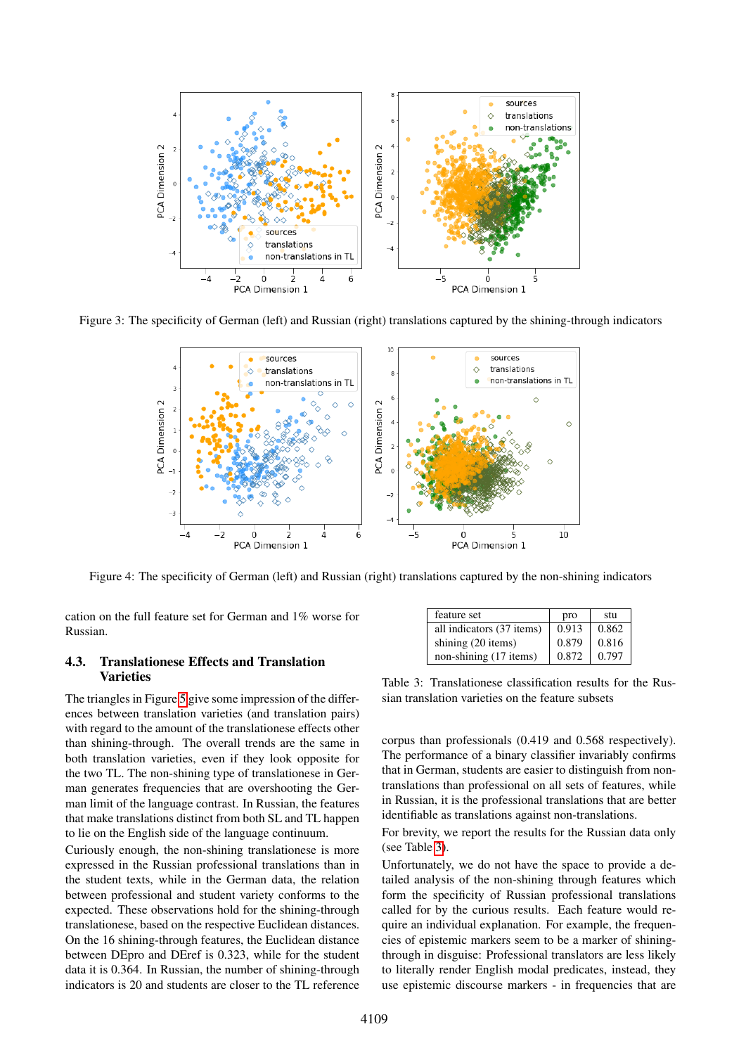Figure 3: The specificity of German (left) and Russian (right) translations captured by the shining-through indicators

Figure 4: The specificity of German (left) and Russian (right) translations captured by the non-shining indicators

cation on the full feature set for German and 1% worse for Russian.

### 4.3. Translationese Effects and Translation Varieties

The triangles in Figure 5 give some impression of the differences between translation varieties (and translation pairs) with regard to the amount of the translationese effects other than shining-through. The overall trends are the same in both translation varieties, even if they look opposite for the two TL. The non-shining type of translationese in German generates frequencies that are overshooting the German limit of the language contrast. In Russian, the features that make translations distinct from both SL and TL happen to lie on the English side of the language continuum.

Curiously enough, the non-shining translationese is more expressed in the Russian professional translations than in the student texts, while in the German data, the relation between professional and student variety conforms to the expected. These observations hold for the shining-through translationese, based on the respective Euclidean distances. On the 16 shining-through features, the Euclidean distance between DEpro and DEref is 0.323, while for the student data it is 0.364. In Russian, the number of shining-through indicators is 20 and students are closer to the TL reference corpus than professionals (0.419 and 0.568 respectively). The performance of a binary classifier invariably confirms that in German, students are easier to distinguish from non-translations than professional on all sets of features, while in Russian, it is the professional translations that are better identifiable as translations against non-translations.

For brevity, we report the results for the Russian data only (see Table 3).

| feature set | pro | stu |
|---|---|---|
| all indicators (37 items) | 0.913 | 0.862 |
| shining (20 items) | 0.879 | 0.816 |
| non-shining (17 items) | 0.872 | 0.797 |

Table 3: Translationese classification results for the Russian translation varieties on the feature subsets

Unfortunately, we do not have the space to provide a detailed analysis of the non-shining through features which form the specificity of Russian professional translations called for by the curious results. Each feature would require an individual explanation. For example, the frequencies of epistemic markers seem to be a marker of shining-through in disguise: Professional translators are less likely to literally render English modal predicates, instead, they use epistemic discourse markers - in frequencies that are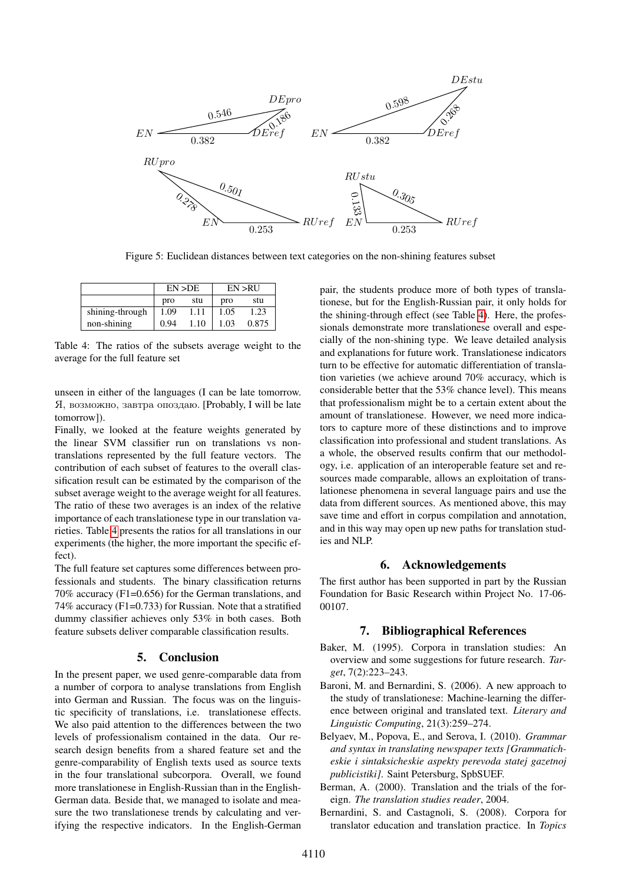Figure 5: Euclidean distances between text categories on the non-shining features subset

|  | EN >DE |  | EN >RU |  |
|---|---|---|---|---|
|  | pro | stu | pro | stu |
| shining-through | 1.09 | 1.11 | 1.05 | 1.23 |
| non-shining | 0.94 | 1.10 | 1.03 | 0.875 |

Table 4: The ratios of the subsets average weight to the average for the full feature set

unseen in either of the languages (I can be late tomorrow. Я, возможно, завтра опоздаю. [Probably, I will be late tomorrow]).

Finally, we looked at the feature weights generated by the linear SVM classifier run on translations vs non-translations represented by the full feature vectors. The contribution of each subset of features to the overall classification result can be estimated by the comparison of the subset average weight to the average weight for all features. The ratio of these two averages is an index of the relative importance of each translationese type in our translation varieties. Table 4 presents the ratios for all translations in our experiments (the higher, the more important the specific effect).

The full feature set captures some differences between professionals and students. The binary classification returns 70% accuracy (F1=0.656) for the German translations, and 74% accuracy (F1=0.733) for Russian. Note that a stratified dummy classifier achieves only 53% in both cases. Both feature subsets deliver comparable classification results.

## 5. Conclusion

In the present paper, we used genre-comparable data from a number of corpora to analyse translations from English into German and Russian. The focus was on the linguistic specificity of translations, i.e. translationese effects. We also paid attention to the differences between the two levels of professionalism contained in the data. Our research design benefits from a shared feature set and the genre-comparability of English texts used as source texts in the four translational subcorpora. Overall, we found more translationese in English-Russian than in the English-German data. Beside that, we managed to isolate and measure the two translationese trends by calculating and verifying the respective indicators. In the English-German pair, the students produce more of both types of translationese, but for the English-Russian pair, it only holds for the shining-through effect (see Table 4). Here, the professionals demonstrate more translationese overall and especially of the non-shining type. We leave detailed analysis and explanations for future work. Translationese indicators turn to be effective for automatic differentiation of translation varieties (we achieve around 70% accuracy, which is considerable better that the 53% chance level). This means that professionalism might be to a certain extent about the amount of translationese. However, we need more indicators to capture more of these distinctions and to improve classification into professional and student translations. As a whole, the observed results confirm that our methodology, i.e. application of an interoperable feature set and resources made comparable, allows an exploitation of translationese phenomena in several language pairs and use the data from different sources. As mentioned above, this may save time and effort in corpus compilation and annotation, and in this way may open up new paths for translation studies and NLP.

## 6. Acknowledgements

The first author has been supported in part by the Russian Foundation for Basic Research within Project No. 17-06-00107.

## 7. Bibliographical References

Baker, M. (1995). Corpora in translation studies: An overview and some suggestions for future research. *Target*, 7(2):223–243.

Baroni, M. and Bernardini, S. (2006). A new approach to the study of translationese: Machine-learning the difference between original and translated text. *Literary and Linguistic Computing*, 21(3):259–274.

Belyaev, M., Popova, E., and Serova, I. (2010). *Grammar and syntax in translating newspaper texts [Grammaticheskie i sintaksicheskie aspekty perevoda statej gazetnoj publicistiki]*. Saint Petersburg, SpbSUEF.

Berman, A. (2000). Translation and the trials of the foreign. *The translation studies reader*, 2004.

Bernardini, S. and Castagnoli, S. (2008). Corpora for translator education and translation practice. In *Topics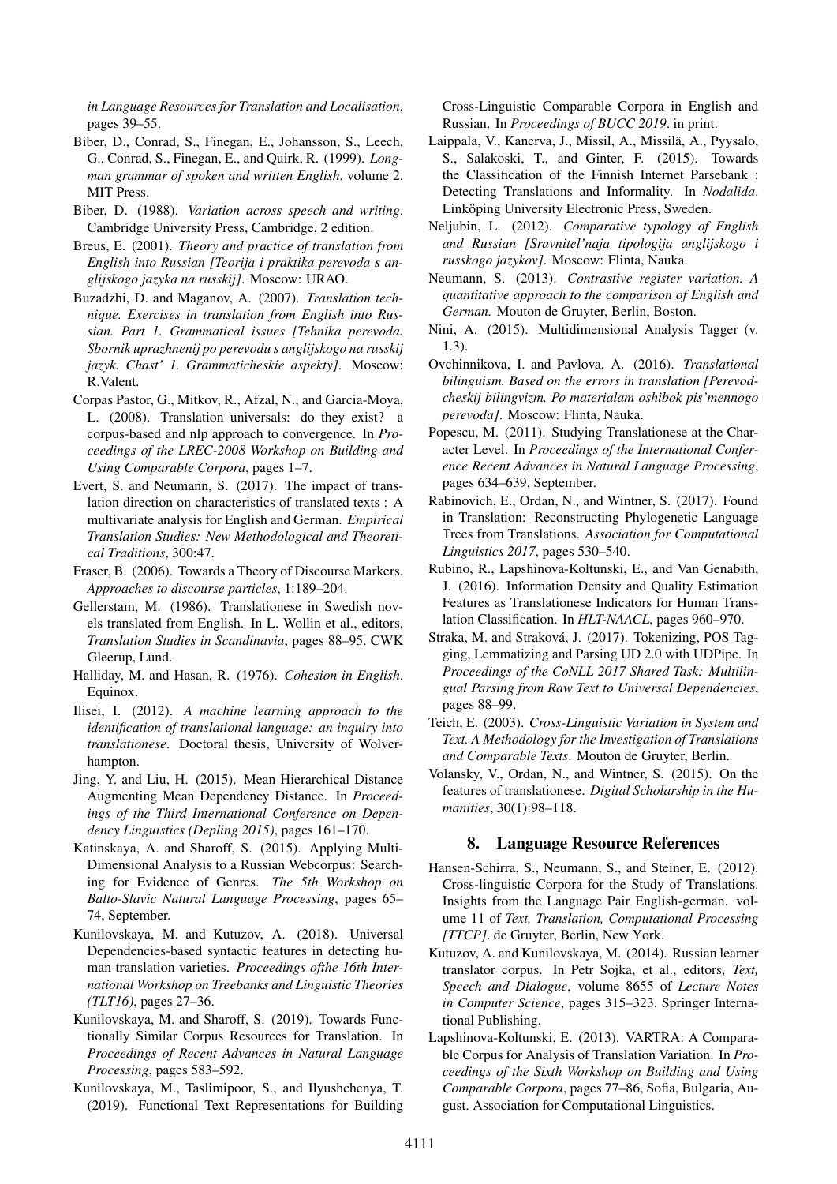*in Language Resources for Translation and Localisation*, pages 39–55.

Biber, D., Conrad, S., Finegan, E., Johansson, S., Leech, G., Conrad, S., Finegan, E., and Quirk, R. (1999). *Longman grammar of spoken and written English*, volume 2. MIT Press.

Biber, D. (1988). *Variation across speech and writing*. Cambridge University Press, Cambridge, 2 edition.

Breus, E. (2001). *Theory and practice of translation from English into Russian [Teorija i praktika perevoda s anglijskogo jazyka na russkij]*. Moscow: URAO.

Buzadzhi, D. and Maganov, A. (2007). *Translation technique. Exercises in translation from English into Russian. Part 1. Grammatical issues [Tehnika perevoda. Sbornik uprazhnenij po perevodu s anglijskogo na russkij jazyk. Chast' 1. Grammaticheskie aspekty]*. Moscow: R.Valent.

Corpas Pastor, G., Mitkov, R., Afzal, N., and Garcia-Moya, L. (2008). Translation universals: do they exist? a corpus-based and nlp approach to convergence. In *Proceedings of the LREC-2008 Workshop on Building and Using Comparable Corpora*, pages 1–7.

Evert, S. and Neumann, S. (2017). The impact of translation direction on characteristics of translated texts : A multivariate analysis for English and German. *Empirical Translation Studies: New Methodological and Theoretical Traditions*, 300:47.

Fraser, B. (2006). Towards a Theory of Discourse Markers. *Approaches to discourse particles*, 1:189–204.

Gellerstam, M. (1986). Translationese in Swedish novels translated from English. In L. Wollin et al., editors, *Translation Studies in Scandinavia*, pages 88–95. CWK Gleerup, Lund.

Halliday, M. and Hasan, R. (1976). *Cohesion in English*. Equinox.

Ilisei, I. (2012). *A machine learning approach to the identification of translational language: an inquiry into translationese*. Doctoral thesis, University of Wolverhampton.

Jing, Y. and Liu, H. (2015). Mean Hierarchical Distance Augmenting Mean Dependency Distance. In *Proceedings of the Third International Conference on Dependency Linguistics (Depling 2015)*, pages 161–170.

Katinskaya, A. and Sharoff, S. (2015). Applying Multi-Dimensional Analysis to a Russian Webcorpus: Searching for Evidence of Genres. *The 5th Workshop on Balto-Slavic Natural Language Processing*, pages 65–74, September.

Kunilovskaya, M. and Kutuzov, A. (2018). Universal Dependencies-based syntactic features in detecting human translation varieties. *Proceedings ofthe 16th International Workshop on Treebanks and Linguistic Theories (TLT16)*, pages 27–36.

Kunilovskaya, M. and Sharoff, S. (2019). Towards Functionally Similar Corpus Resources for Translation. In *Proceedings of Recent Advances in Natural Language Processing*, pages 583–592.

Kunilovskaya, M., Taslimipoor, S., and Ilyushchenya, T. (2019). Functional Text Representations for Building Cross-Linguistic Comparable Corpora in English and Russian. In *Proceedings of BUCC 2019*. in print.

Laippala, V., Kanerva, J., Missil, A., Missilä, A., Pyysalo, S., Salakoski, T., and Ginter, F. (2015). Towards the Classification of the Finnish Internet Parsebank : Detecting Translations and Informality. In *Nodalida*. Linköping University Electronic Press, Sweden.

Neljubin, L. (2012). *Comparative typology of English and Russian [Sravnitel'naja tipologija anglijskogo i russkogo jazykov]*. Moscow: Flinta, Nauka.

Neumann, S. (2013). *Contrastive register variation. A quantitative approach to the comparison of English and German.* Mouton de Gruyter, Berlin, Boston.

Nini, A. (2015). Multidimensional Analysis Tagger (v. 1.3).

Ovchinnikova, I. and Pavlova, A. (2016). *Translational bilinguism. Based on the errors in translation [Perevodcheskij bilingvizm. Po materialam oshibok pis'mennogo perevoda]*. Moscow: Flinta, Nauka.

Popescu, M. (2011). Studying Translationese at the Character Level. In *Proceedings of the International Conference Recent Advances in Natural Language Processing*, pages 634–639, September.

Rabinovich, E., Ordan, N., and Wintner, S. (2017). Found in Translation: Reconstructing Phylogenetic Language Trees from Translations. *Association for Computational Linguistics 2017*, pages 530–540.

Rubino, R., Lapshinova-Koltunski, E., and Van Genabith, J. (2016). Information Density and Quality Estimation Features as Translationese Indicators for Human Translation Classification. In *HLT-NAACL*, pages 960–970.

Straka, M. and Straková, J. (2017). Tokenizing, POS Tagging, Lemmatizing and Parsing UD 2.0 with UDPipe. In *Proceedings of the CoNLL 2017 Shared Task: Multilingual Parsing from Raw Text to Universal Dependencies*, pages 88–99.

Teich, E. (2003). *Cross-Linguistic Variation in System and Text. A Methodology for the Investigation of Translations and Comparable Texts*. Mouton de Gruyter, Berlin.

Volansky, V., Ordan, N., and Wintner, S. (2015). On the features of translationese. *Digital Scholarship in the Humanities*, 30(1):98–118.

## 8. Language Resource References

Hansen-Schirra, S., Neumann, S., and Steiner, E. (2012). Cross-linguistic Corpora for the Study of Translations. Insights from the Language Pair English-german. volume 11 of *Text, Translation, Computational Processing [TTCP]*. de Gruyter, Berlin, New York.

Kutuzov, A. and Kunilovskaya, M. (2014). Russian learner translator corpus. In Petr Sojka, et al., editors, *Text, Speech and Dialogue*, volume 8655 of *Lecture Notes in Computer Science*, pages 315–323. Springer International Publishing.

Lapshinova-Koltunski, E. (2013). VARTRA: A Comparable Corpus for Analysis of Translation Variation. In *Proceedings of the Sixth Workshop on Building and Using Comparable Corpora*, pages 77–86, Sofia, Bulgaria, August. Association for Computational Linguistics.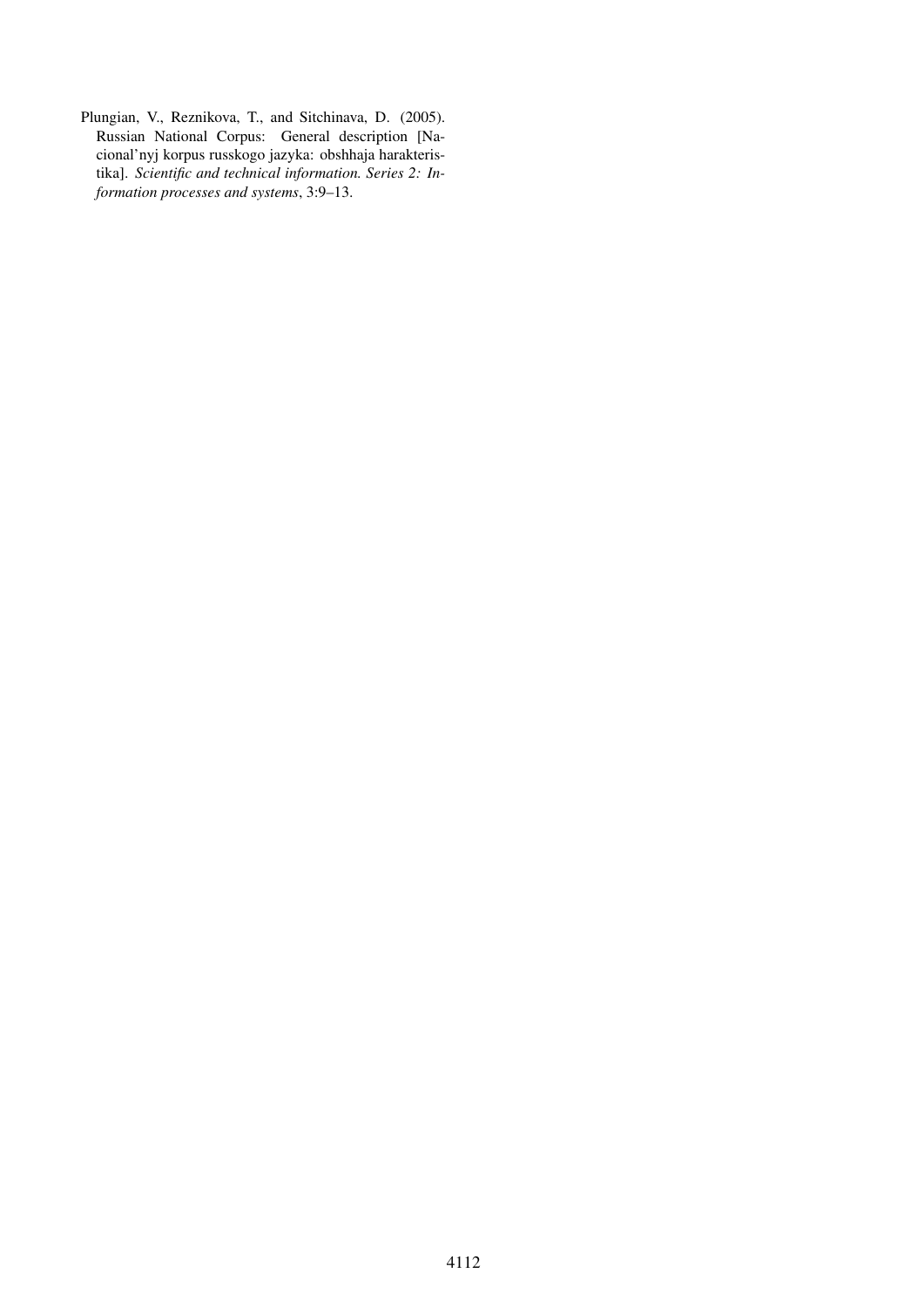Plungian, V., Reznikova, T., and Sitchinava, D. (2005). Russian National Corpus: General description [Nacional'nyj korpus russkogo jazyka: obshhaja harakteristika]. *Scientific and technical information. Series 2: Information processes and systems*, 3:9–13.